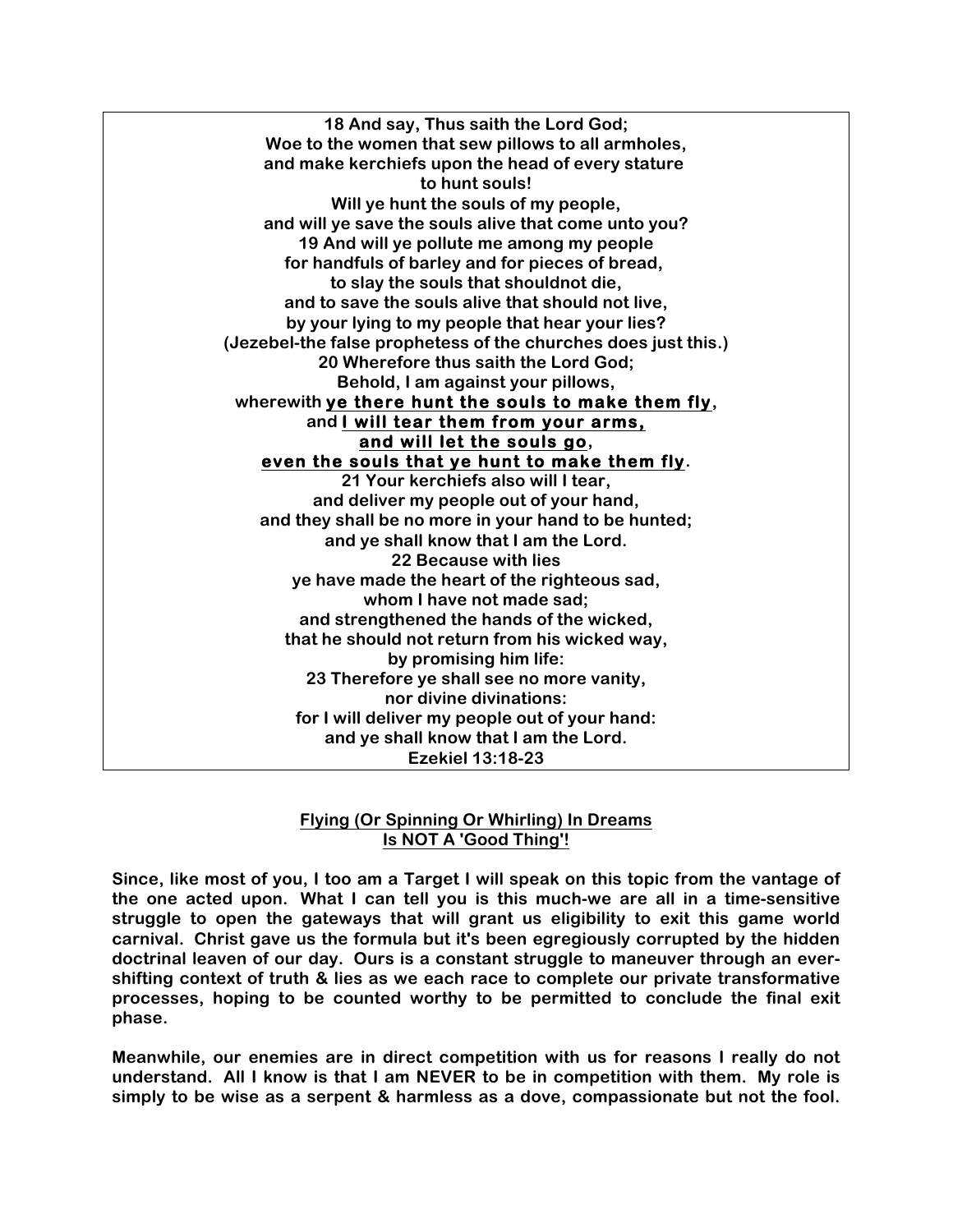**18 And say, Thus saith the Lord God;**
**Woe to the women that sew pillows to all armholes,**
**and make kerchiefs upon the head of every stature**
**to hunt souls!**
**Will ye hunt the souls of my people,**
**and will ye save the souls alive that come unto you?**
**19 And will ye pollute me among my people**
**for handfuls of barley and for pieces of bread,**
**to slay the souls that shouldnot die,**
**and to save the souls alive that should not live,**
**by your lying to my people that hear your lies?**
**(Jezebel-the false prophetess of the churches does just this.)**
**20 Wherefore thus saith the Lord God;**
**Behold, I am against your pillows,**
**wherewith <u>ye there hunt the souls to make them fly</u>,**
**and <u>I will tear them from your arms,</u>**
**<u>and will let the souls go</u>,**
**<u>even the souls that ye hunt to make them fly</u>.**
**21 Your kerchiefs also will I tear,**
**and deliver my people out of your hand,**
**and they shall be no more in your hand to be hunted;**
**and ye shall know that I am the Lord.**
**22 Because with lies**
**ye have made the heart of the righteous sad,**
**whom I have not made sad;**
**and strengthened the hands of the wicked,**
**that he should not return from his wicked way,**
**by promising him life:**
**23 Therefore ye shall see no more vanity,**
**nor divine divinations:**
**for I will deliver my people out of your hand:**
**and ye shall know that I am the Lord.**
**Ezekiel 13:18-23**

## Flying (Or Spinning Or Whirling) In Dreams Is NOT A 'Good Thing'!

**Since, like most of you, I too am a Target I will speak on this topic from the vantage of the one acted upon. What I can tell you is this much-we are all in a time-sensitive struggle to open the gateways that will grant us eligibility to exit this game world carnival. Christ gave us the formula but it's been egregiously corrupted by the hidden doctrinal leaven of our day. Ours is a constant struggle to maneuver through an ever-shifting context of truth & lies as we each race to complete our private transformative processes, hoping to be counted worthy to be permitted to conclude the final exit phase.**

**Meanwhile, our enemies are in direct competition with us for reasons I really do not understand. All I know is that I am NEVER to be in competition with them. My role is simply to be wise as a serpent & harmless as a dove, compassionate but not the fool.**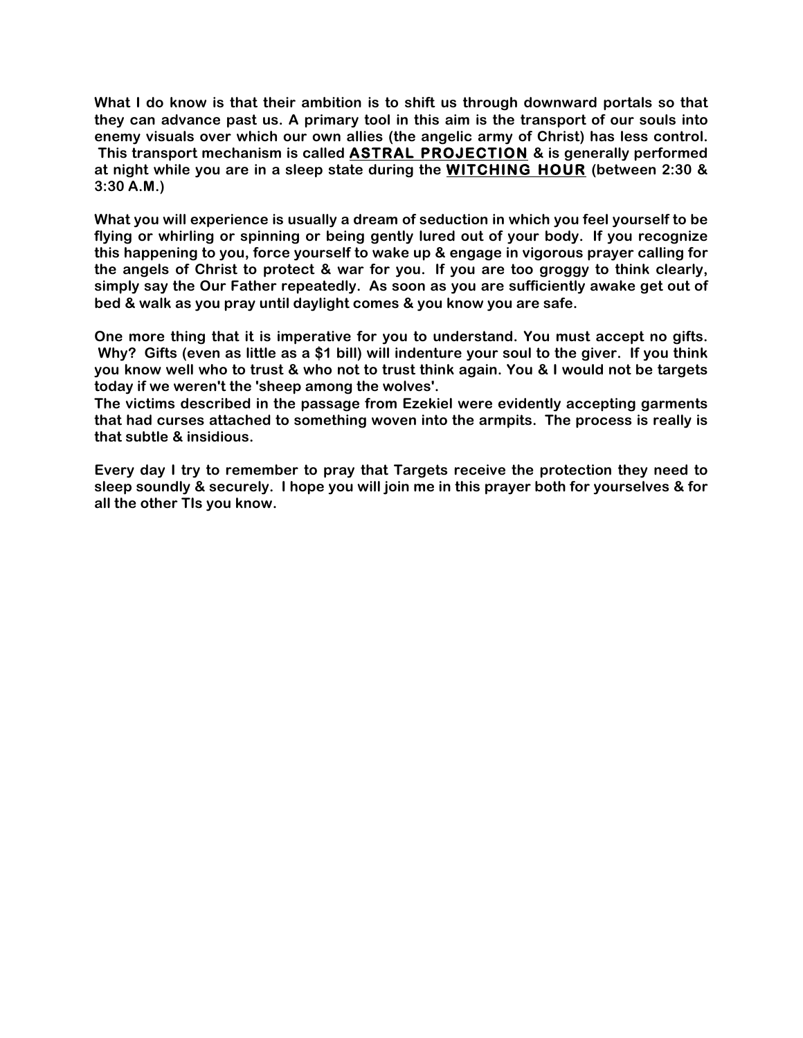**What I do know is that their ambition is to shift us through downward portals so that they can advance past us. A primary tool in this aim is the transport of our souls into enemy visuals over which our own allies (the angelic army of Christ) has less control. This transport mechanism is called <u>ASTRAL PROJECTION</u> & is generally performed at night while you are in a sleep state during the <u>WITCHING HOUR</u> (between 2:30 & 3:30 A.M.)**

**What you will experience is usually a dream of seduction in which you feel yourself to be flying or whirling or spinning or being gently lured out of your body. If you recognize this happening to you, force yourself to wake up & engage in vigorous prayer calling for the angels of Christ to protect & war for you. If you are too groggy to think clearly, simply say the Our Father repeatedly. As soon as you are sufficiently awake get out of bed & walk as you pray until daylight comes & you know you are safe.**

**One more thing that it is imperative for you to understand. You must accept no gifts. Why? Gifts (even as little as a $1 bill) will indenture your soul to the giver. If you think you know well who to trust & who not to trust think again. You & I would not be targets today if we weren't the 'sheep among the wolves'.**
**The victims described in the passage from Ezekiel were evidently accepting garments that had curses attached to something woven into the armpits. The process is really is that subtle & insidious.**

**Every day I try to remember to pray that Targets receive the protection they need to sleep soundly & securely. I hope you will join me in this prayer both for yourselves & for all the other TIs you know.**